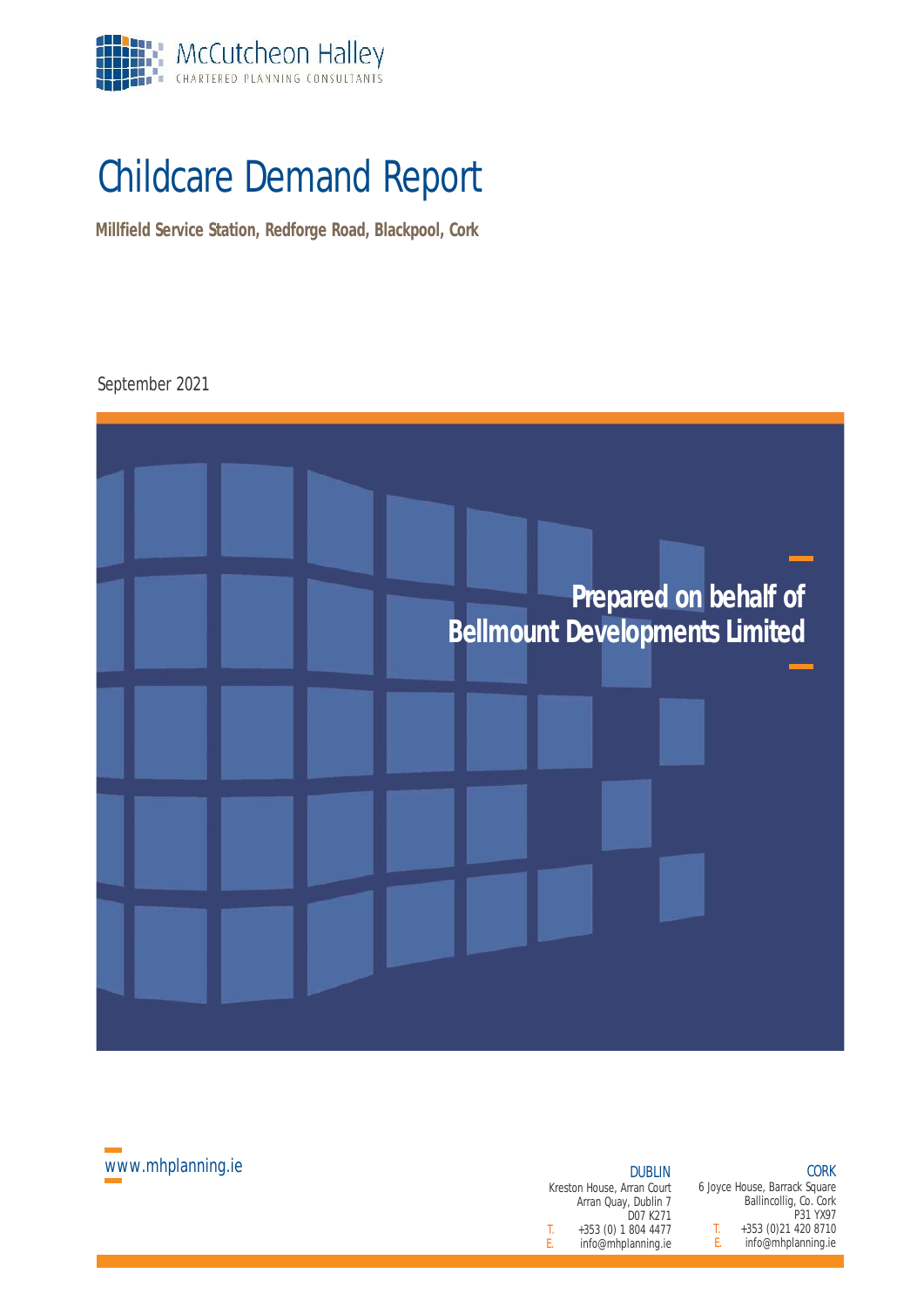McCutcheon Halley
CHARTERED PLANNING CONSULTANTS

# Childcare Demand Report

**Millfield Service Station, Redforge Road, Blackpool, Cork**

September 2021

**Prepared on behalf of Bellmount Developments Limited**

www.mhplanning.ie

**DUBLIN**
Kreston House, Arran Court
Arran Quay, Dublin 7
D07 K271
T. +353 (0) 1 804 4477
E. info@mhplanning.ie

**CORK**
6 Joyce House, Barrack Square
Ballincollig, Co. Cork
P31 YX97
T. +353 (0)21 420 8710
E. info@mhplanning.ie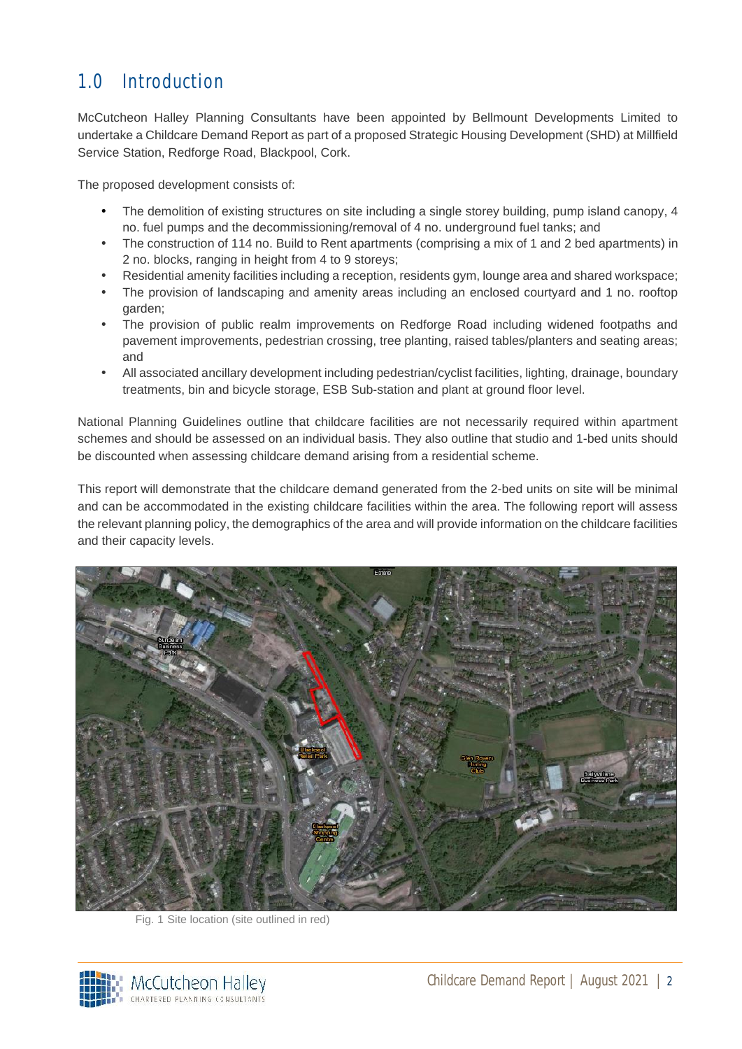# 1.0 Introduction

McCutcheon Halley Planning Consultants have been appointed by Bellmount Developments Limited to undertake a Childcare Demand Report as part of a proposed Strategic Housing Development (SHD) at Millfield Service Station, Redforge Road, Blackpool, Cork.

The proposed development consists of:

- The demolition of existing structures on site including a single storey building, pump island canopy, 4 no. fuel pumps and the decommissioning/removal of 4 no. underground fuel tanks; and
- The construction of 114 no. Build to Rent apartments (comprising a mix of 1 and 2 bed apartments) in 2 no. blocks, ranging in height from 4 to 9 storeys;
- Residential amenity facilities including a reception, residents gym, lounge area and shared workspace;
- The provision of landscaping and amenity areas including an enclosed courtyard and 1 no. rooftop garden;
- The provision of public realm improvements on Redforge Road including widened footpaths and pavement improvements, pedestrian crossing, tree planting, raised tables/planters and seating areas; and
- All associated ancillary development including pedestrian/cyclist facilities, lighting, drainage, boundary treatments, bin and bicycle storage, ESB Sub-station and plant at ground floor level.

National Planning Guidelines outline that childcare facilities are not necessarily required within apartment schemes and should be assessed on an individual basis. They also outline that studio and 1-bed units should be discounted when assessing childcare demand arising from a residential scheme.

This report will demonstrate that the childcare demand generated from the 2-bed units on site will be minimal and can be accommodated in the existing childcare facilities within the area. The following report will assess the relevant planning policy, the demographics of the area and will provide information on the childcare facilities and their capacity levels.

Fig. 1 Site location (site outlined in red)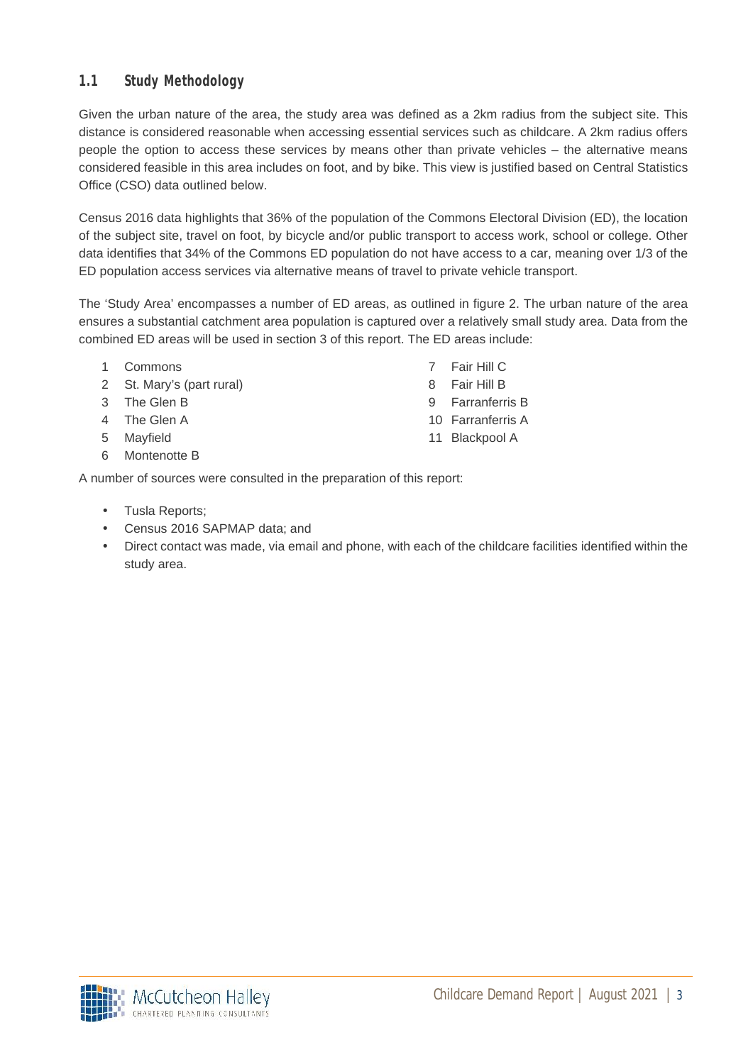## 1.1 Study Methodology

Given the urban nature of the area, the study area was defined as a 2km radius from the subject site. This distance is considered reasonable when accessing essential services such as childcare. A 2km radius offers people the option to access these services by means other than private vehicles – the alternative means considered feasible in this area includes on foot, and by bike. This view is justified based on Central Statistics Office (CSO) data outlined below.

Census 2016 data highlights that 36% of the population of the Commons Electoral Division (ED), the location of the subject site, travel on foot, by bicycle and/or public transport to access work, school or college. Other data identifies that 34% of the Commons ED population do not have access to a car, meaning over 1/3 of the ED population access services via alternative means of travel to private vehicle transport.

The 'Study Area' encompasses a number of ED areas, as outlined in figure 2. The urban nature of the area ensures a substantial catchment area population is captured over a relatively small study area. Data from the combined ED areas will be used in section 3 of this report. The ED areas include:

1. Commons
2. St. Mary's (part rural)
3. The Glen B
4. The Glen A
5. Mayfield
6. Montenotte B
7. Fair Hill C
8. Fair Hill B
9. Farranferris B
10. Farranferris A
11. Blackpool A

A number of sources were consulted in the preparation of this report:

- Tusla Reports;
- Census 2016 SAPMAP data; and
- Direct contact was made, via email and phone, with each of the childcare facilities identified within the study area.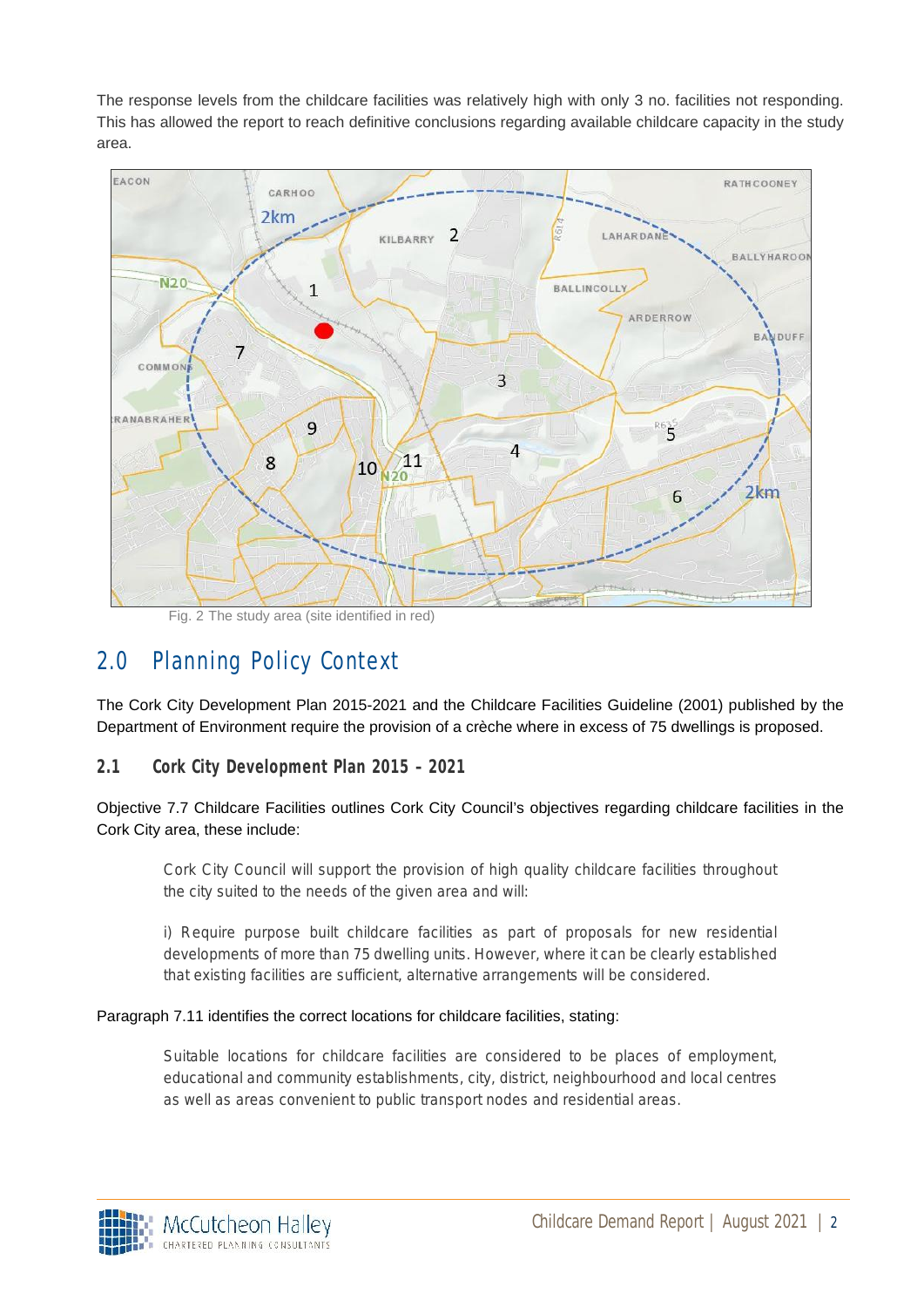The response levels from the childcare facilities was relatively high with only 3 no. facilities not responding. This has allowed the report to reach definitive conclusions regarding available childcare capacity in the study area.

EACON
CARHOO
2km
KILBARRY
2
R614
LAHARDANE
RATHCOONEY
BALLYHAROON
N20
1
BALLINCOLLY
ARDERROW
BALLYDUFF
7
COMMONS
3
RANABRAHER
9
R635
5
4
8
10
11
N20
6
2km

Fig. 2 The study area (site identified in red)

## 2.0 Planning Policy Context

The Cork City Development Plan 2015-2021 and the Childcare Facilities Guideline (2001) published by the Department of Environment require the provision of a crèche where in excess of 75 dwellings is proposed.

### 2.1 Cork City Development Plan 2015 – 2021

Objective 7.7 Childcare Facilities outlines Cork City Council's objectives regarding childcare facilities in the Cork City area, these include:

> Cork City Council will support the provision of high quality childcare facilities throughout the city suited to the needs of the given area and will:
>
> i) Require purpose built childcare facilities as part of proposals for new residential developments of more than 75 dwelling units. However, where it can be clearly established that existing facilities are sufficient, alternative arrangements will be considered.

Paragraph 7.11 identifies the correct locations for childcare facilities, stating:

> Suitable locations for childcare facilities are considered to be places of employment, educational and community establishments, city, district, neighbourhood and local centres as well as areas convenient to public transport nodes and residential areas.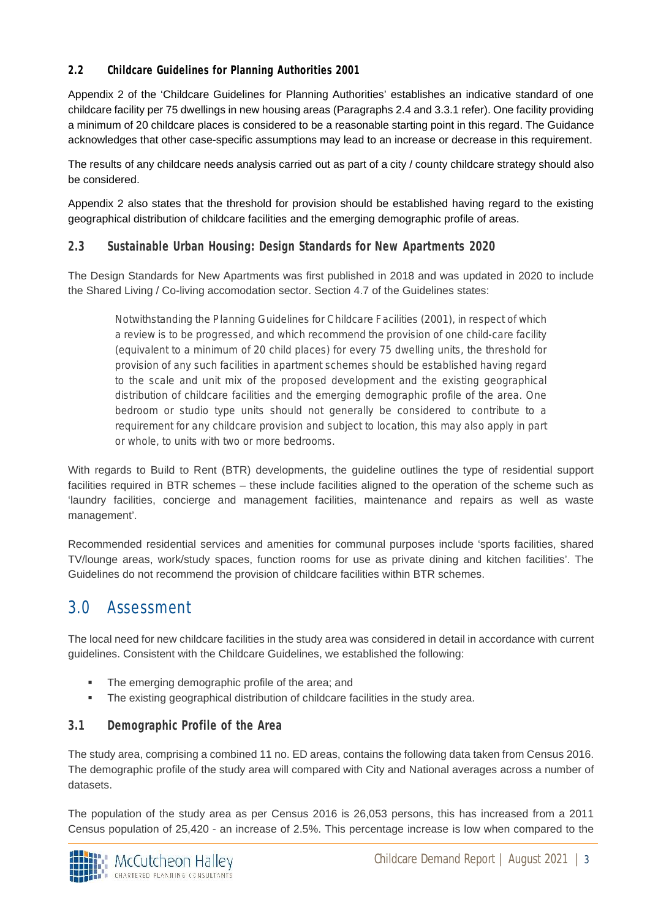### 2.2 Childcare Guidelines for Planning Authorities 2001

Appendix 2 of the 'Childcare Guidelines for Planning Authorities' establishes an indicative standard of one childcare facility per 75 dwellings in new housing areas (Paragraphs 2.4 and 3.3.1 refer). One facility providing a minimum of 20 childcare places is considered to be a reasonable starting point in this regard. The Guidance acknowledges that other case-specific assumptions may lead to an increase or decrease in this requirement.

The results of any childcare needs analysis carried out as part of a city / county childcare strategy should also be considered.

Appendix 2 also states that the threshold for provision should be established having regard to the existing geographical distribution of childcare facilities and the emerging demographic profile of areas.

### 2.3 Sustainable Urban Housing: Design Standards for New Apartments 2020

The Design Standards for New Apartments was first published in 2018 and was updated in 2020 to include the Shared Living / Co-living accomodation sector. Section 4.7 of the Guidelines states:

> Notwithstanding the Planning Guidelines for Childcare Facilities (2001), in respect of which a review is to be progressed, and which recommend the provision of one child-care facility (equivalent to a minimum of 20 child places) for every 75 dwelling units, the threshold for provision of any such facilities in apartment schemes should be established having regard to the scale and unit mix of the proposed development and the existing geographical distribution of childcare facilities and the emerging demographic profile of the area. One bedroom or studio type units should not generally be considered to contribute to a requirement for any childcare provision and subject to location, this may also apply in part or whole, to units with two or more bedrooms.

With regards to Build to Rent (BTR) developments, the guideline outlines the type of residential support facilities required in BTR schemes – these include facilities aligned to the operation of the scheme such as 'laundry facilities, concierge and management facilities, maintenance and repairs as well as waste management'.

Recommended residential services and amenities for communal purposes include 'sports facilities, shared TV/lounge areas, work/study spaces, function rooms for use as private dining and kitchen facilities'. The Guidelines do not recommend the provision of childcare facilities within BTR schemes.

## 3.0 Assessment

The local need for new childcare facilities in the study area was considered in detail in accordance with current guidelines. Consistent with the Childcare Guidelines, we established the following:

- The emerging demographic profile of the area; and
- The existing geographical distribution of childcare facilities in the study area.

### 3.1 Demographic Profile of the Area

The study area, comprising a combined 11 no. ED areas, contains the following data taken from Census 2016. The demographic profile of the study area will compared with City and National averages across a number of datasets.

The population of the study area as per Census 2016 is 26,053 persons, this has increased from a 2011 Census population of 25,420 - an increase of 2.5%. This percentage increase is low when compared to the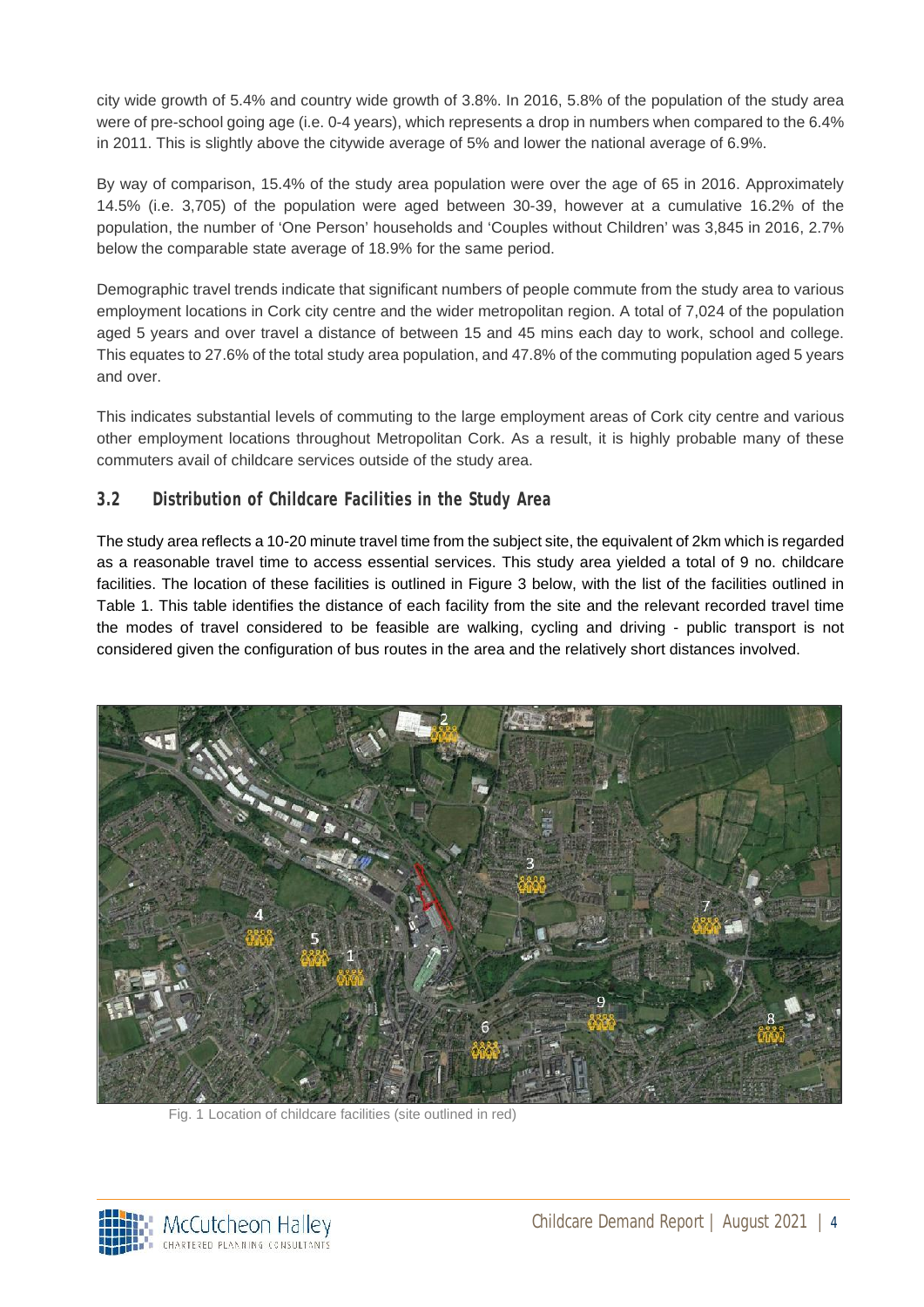city wide growth of 5.4% and country wide growth of 3.8%. In 2016, 5.8% of the population of the study area were of pre-school going age (i.e. 0-4 years), which represents a drop in numbers when compared to the 6.4% in 2011. This is slightly above the citywide average of 5% and lower the national average of 6.9%.

By way of comparison, 15.4% of the study area population were over the age of 65 in 2016. Approximately 14.5% (i.e. 3,705) of the population were aged between 30-39, however at a cumulative 16.2% of the population, the number of 'One Person' households and 'Couples without Children' was 3,845 in 2016, 2.7% below the comparable state average of 18.9% for the same period.

Demographic travel trends indicate that significant numbers of people commute from the study area to various employment locations in Cork city centre and the wider metropolitan region. A total of 7,024 of the population aged 5 years and over travel a distance of between 15 and 45 mins each day to work, school and college. This equates to 27.6% of the total study area population, and 47.8% of the commuting population aged 5 years and over.

This indicates substantial levels of commuting to the large employment areas of Cork city centre and various other employment locations throughout Metropolitan Cork. As a result, it is highly probable many of these commuters avail of childcare services outside of the study area.

## 3.2 Distribution of Childcare Facilities in the Study Area

The study area reflects a 10-20 minute travel time from the subject site, the equivalent of 2km which is regarded as a reasonable travel time to access essential services. This study area yielded a total of 9 no. childcare facilities. The location of these facilities is outlined in Figure 3 below, with the list of the facilities outlined in Table 1. This table identifies the distance of each facility from the site and the relevant recorded travel time the modes of travel considered to be feasible are walking, cycling and driving - public transport is not considered given the configuration of bus routes in the area and the relatively short distances involved.

2
3
4
5
1
7
9
6
8

Fig. 1 Location of childcare facilities (site outlined in red)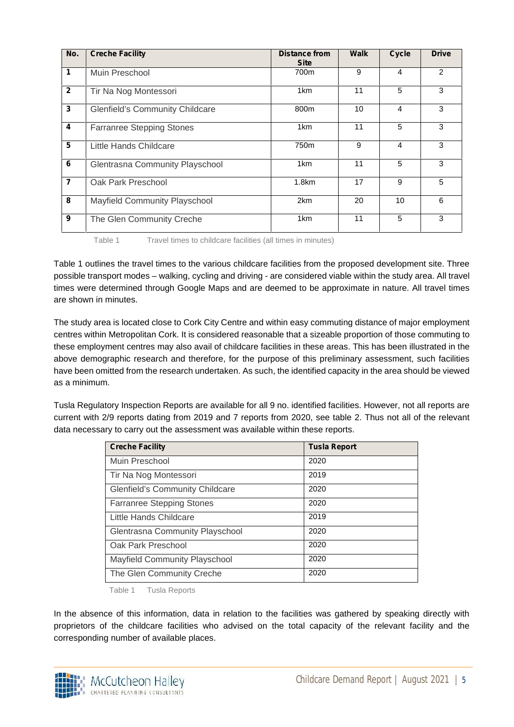| No. | Creche Facility | Distance from Site | Walk | Cycle | Drive |
| --- | --- | --- | --- | --- | --- |
| 1 | Muin Preschool | 700m | 9 | 4 | 2 |
| 2 | Tir Na Nog Montessori | 1km | 11 | 5 | 3 |
| 3 | Glenfield's Community Childcare | 800m | 10 | 4 | 3 |
| 4 | Farranree Stepping Stones | 1km | 11 | 5 | 3 |
| 5 | Little Hands Childcare | 750m | 9 | 4 | 3 |
| 6 | Glentrasna Community Playschool | 1km | 11 | 5 | 3 |
| 7 | Oak Park Preschool | 1.8km | 17 | 9 | 5 |
| 8 | Mayfield Community Playschool | 2km | 20 | 10 | 6 |
| 9 | The Glen Community Creche | 1km | 11 | 5 | 3 |

Table 1 Travel times to childcare facilities (all times in minutes)

Table 1 outlines the travel times to the various childcare facilities from the proposed development site. Three possible transport modes – walking, cycling and driving - are considered viable within the study area. All travel times were determined through Google Maps and are deemed to be approximate in nature. All travel times are shown in minutes.

The study area is located close to Cork City Centre and within easy commuting distance of major employment centres within Metropolitan Cork. It is considered reasonable that a sizeable proportion of those commuting to these employment centres may also avail of childcare facilities in these areas. This has been illustrated in the above demographic research and therefore, for the purpose of this preliminary assessment, such facilities have been omitted from the research undertaken. As such, the identified capacity in the area should be viewed as a minimum.

Tusla Regulatory Inspection Reports are available for all 9 no. identified facilities. However, not all reports are current with 2/9 reports dating from 2019 and 7 reports from 2020, see table 2. Thus not all of the relevant data necessary to carry out the assessment was available within these reports.

| Creche Facility | Tusla Report |
| --- | --- |
| Muin Preschool | 2020 |
| Tir Na Nog Montessori | 2019 |
| Glenfield's Community Childcare | 2020 |
| Farranree Stepping Stones | 2020 |
| Little Hands Childcare | 2019 |
| Glentrasna Community Playschool | 2020 |
| Oak Park Preschool | 2020 |
| Mayfield Community Playschool | 2020 |
| The Glen Community Creche | 2020 |

Table 1 Tusla Reports

In the absence of this information, data in relation to the facilities was gathered by speaking directly with proprietors of the childcare facilities who advised on the total capacity of the relevant facility and the corresponding number of available places.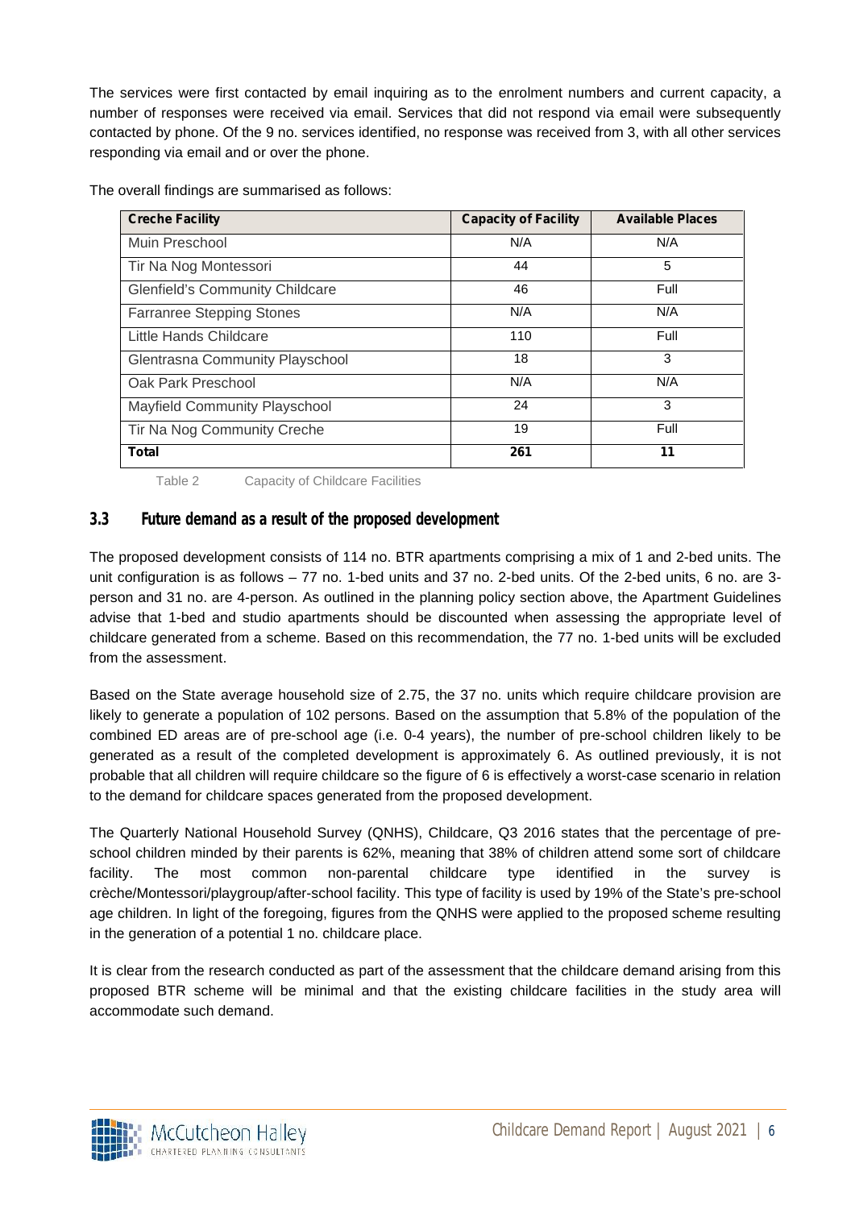The services were first contacted by email inquiring as to the enrolment numbers and current capacity, a number of responses were received via email. Services that did not respond via email were subsequently contacted by phone. Of the 9 no. services identified, no response was received from 3, with all other services responding via email and or over the phone.

The overall findings are summarised as follows:

| Creche Facility | Capacity of Facility | Available Places |
|---|---|---|
| Muin Preschool | N/A | N/A |
| Tir Na Nog Montessori | 44 | 5 |
| Glenfield's Community Childcare | 46 | Full |
| Farranree Stepping Stones | N/A | N/A |
| Little Hands Childcare | 110 | Full |
| Glentrasna Community Playschool | 18 | 3 |
| Oak Park Preschool | N/A | N/A |
| Mayfield Community Playschool | 24 | 3 |
| Tir Na Nog Community Creche | 19 | Full |
| **Total** | **261** | **11** |

Table 2 Capacity of Childcare Facilities

## 3.3 Future demand as a result of the proposed development

The proposed development consists of 114 no. BTR apartments comprising a mix of 1 and 2-bed units. The unit configuration is as follows – 77 no. 1-bed units and 37 no. 2-bed units. Of the 2-bed units, 6 no. are 3-person and 31 no. are 4-person. As outlined in the planning policy section above, the Apartment Guidelines advise that 1-bed and studio apartments should be discounted when assessing the appropriate level of childcare generated from a scheme. Based on this recommendation, the 77 no. 1-bed units will be excluded from the assessment.

Based on the State average household size of 2.75, the 37 no. units which require childcare provision are likely to generate a population of 102 persons. Based on the assumption that 5.8% of the population of the combined ED areas are of pre-school age (i.e. 0-4 years), the number of pre-school children likely to be generated as a result of the completed development is approximately 6. As outlined previously, it is not probable that all children will require childcare so the figure of 6 is effectively a worst-case scenario in relation to the demand for childcare spaces generated from the proposed development.

The Quarterly National Household Survey (QNHS), Childcare, Q3 2016 states that the percentage of pre-school children minded by their parents is 62%, meaning that 38% of children attend some sort of childcare facility. The most common non-parental childcare type identified in the survey is crèche/Montessori/playgroup/after-school facility. This type of facility is used by 19% of the State's pre-school age children. In light of the foregoing, figures from the QNHS were applied to the proposed scheme resulting in the generation of a potential 1 no. childcare place.

It is clear from the research conducted as part of the assessment that the childcare demand arising from this proposed BTR scheme will be minimal and that the existing childcare facilities in the study area will accommodate such demand.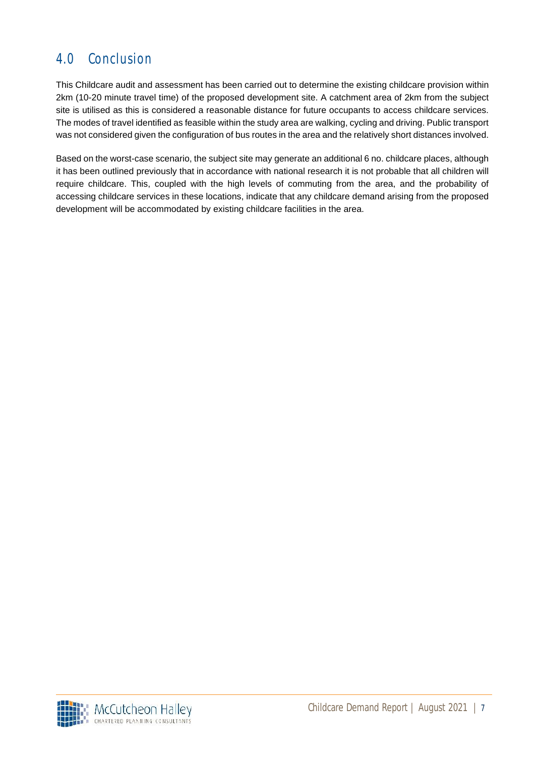# 4.0 Conclusion

This Childcare audit and assessment has been carried out to determine the existing childcare provision within 2km (10-20 minute travel time) of the proposed development site. A catchment area of 2km from the subject site is utilised as this is considered a reasonable distance for future occupants to access childcare services. The modes of travel identified as feasible within the study area are walking, cycling and driving. Public transport was not considered given the configuration of bus routes in the area and the relatively short distances involved.

Based on the worst-case scenario, the subject site may generate an additional 6 no. childcare places, although it has been outlined previously that in accordance with national research it is not probable that all children will require childcare. This, coupled with the high levels of commuting from the area, and the probability of accessing childcare services in these locations, indicate that any childcare demand arising from the proposed development will be accommodated by existing childcare facilities in the area.